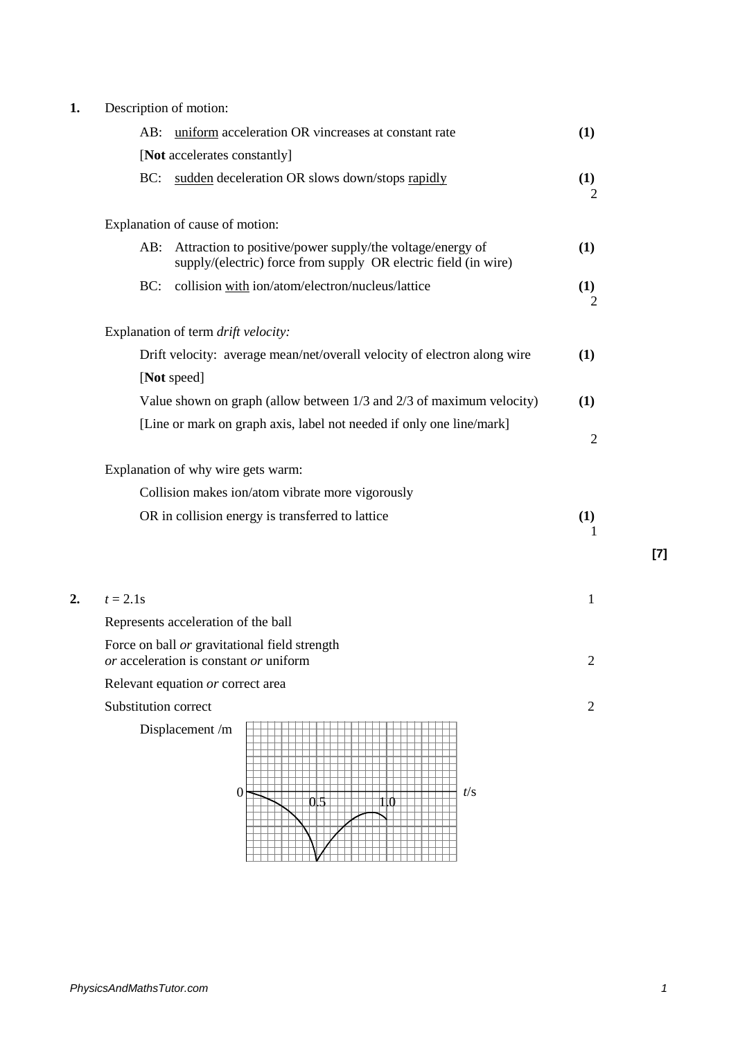**1.** Description of motion:

| | | |
|---|---|---|
| AB: uniform acceleration OR v increases at constant rate | **(1)** | |
| [**Not** accelerates constantly] | | |
| BC: sudden deceleration OR slows down/stops rapidly | **(1)** | 2 |

Explanation of cause of motion:

| | | |
|---|---|---|
| AB: Attraction to positive/power supply/the voltage/energy of supply/(electric) force from supply OR electric field (in wire) | **(1)** | |
| BC: collision with ion/atom/electron/nucleus/lattice | **(1)** | 2 |

Explanation of term *drift velocity:*

| | | |
|---|---|---|
| Drift velocity: average mean/net/overall velocity of electron along wire | **(1)** | |
| [**Not** speed] | | |
| Value shown on graph (allow between 1/3 and 2/3 of maximum velocity) | **(1)** | |
| [Line or mark on graph axis, label not needed if only one line/mark] | | 2 |

Explanation of why wire gets warm:

| | | |
|---|---|---|
| Collision makes ion/atom vibrate more vigorously | | |
| OR in collision energy is transferred to lattice | **(1)** | 1 |

**[7]**

**2.** $t = 2.1$s — 1

Represents acceleration of the ball

Force on ball *or* gravitational field strength *or* acceleration is constant *or* uniform — 2

Relevant equation *or* correct area

Substitution correct — 2

Displacement /m

0 — 0.5 — 1.0 — $t$/s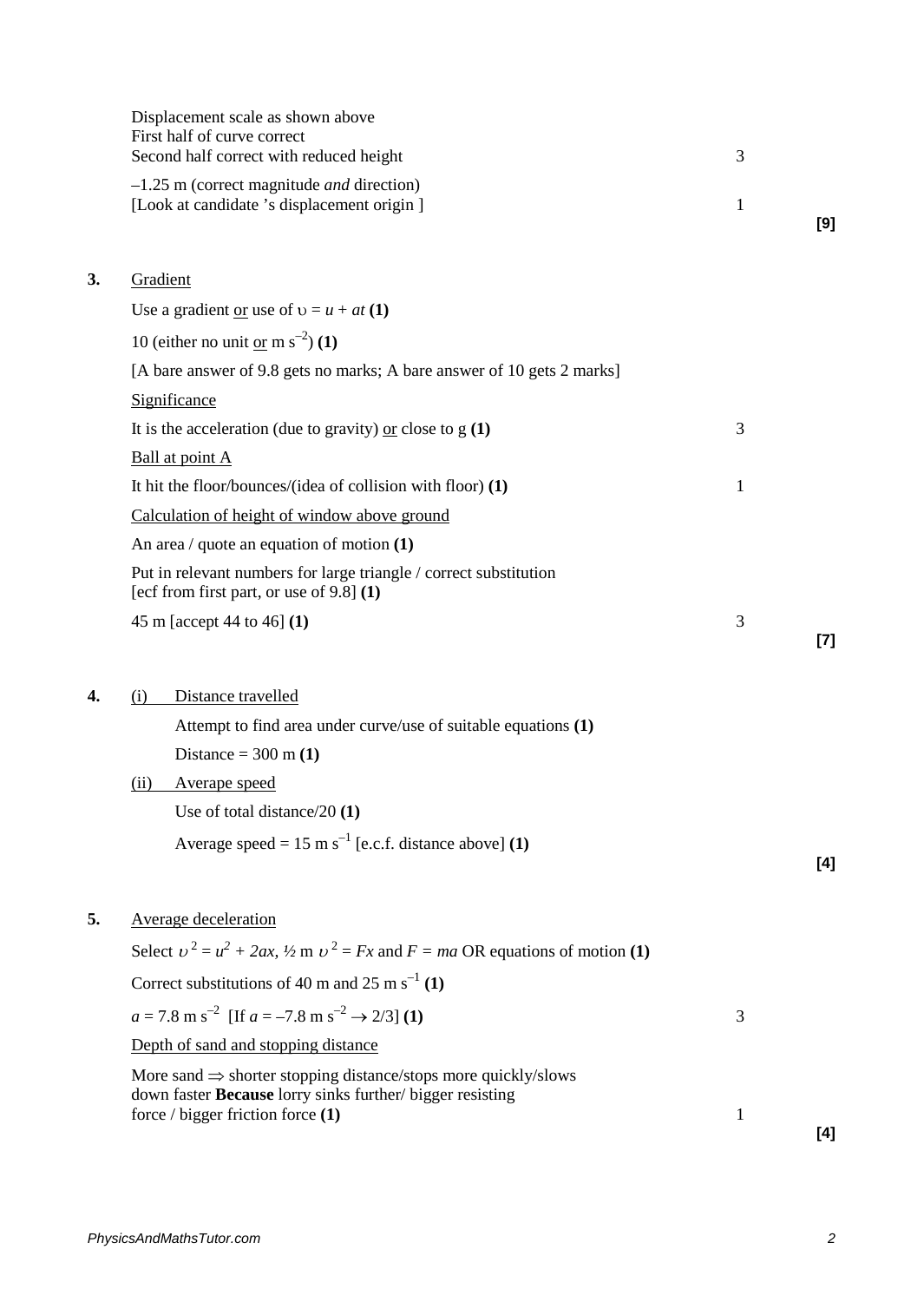Displacement scale as shown above
First half of curve correct
Second half correct with reduced height — 3

–1.25 m (correct magnitude *and* direction)
[Look at candidate 's displacement origin ] — 1

**[9]**

**3.** Gradient

Use a gradient or use of $\upsilon = u + at$ **(1)**

10 (either no unit or m s$^{-2}$) **(1)**

[A bare answer of 9.8 gets no marks; A bare answer of 10 gets 2 marks]

Significance

It is the acceleration (due to gravity) or close to g **(1)** — 3

Ball at point A

It hit the floor/bounces/(idea of collision with floor) **(1)** — 1

Calculation of height of window above ground

An area / quote an equation of motion **(1)**

Put in relevant numbers for large triangle / correct substitution
[ecf from first part, or use of 9.8] **(1)**

45 m [accept 44 to 46] **(1)** — 3

**[7]**

**4.** (i) Distance travelled

Attempt to find area under curve/use of suitable equations **(1)**

Distance = 300 m **(1)**

(ii) Averape speed

Use of total distance/20 **(1)**

Average speed = 15 m s$^{-1}$ [e.c.f. distance above] **(1)**

**[4]**

**5.** Average deceleration

Select $\upsilon^2 = u^2 + 2ax$, ½ m $\upsilon^2 = Fx$ and $F = ma$ OR equations of motion **(1)**

Correct substitutions of 40 m and 25 m s$^{-1}$ **(1)**

$a = 7.8$ m s$^{-2}$ [If $a = -7.8$ m s$^{-2}$ → 2/3] **(1)** — 3

Depth of sand and stopping distance

More sand ⇒ shorter stopping distance/stops more quickly/slows down faster **Because** lorry sinks further/ bigger resisting force / bigger friction force **(1)** — 1

**[4]**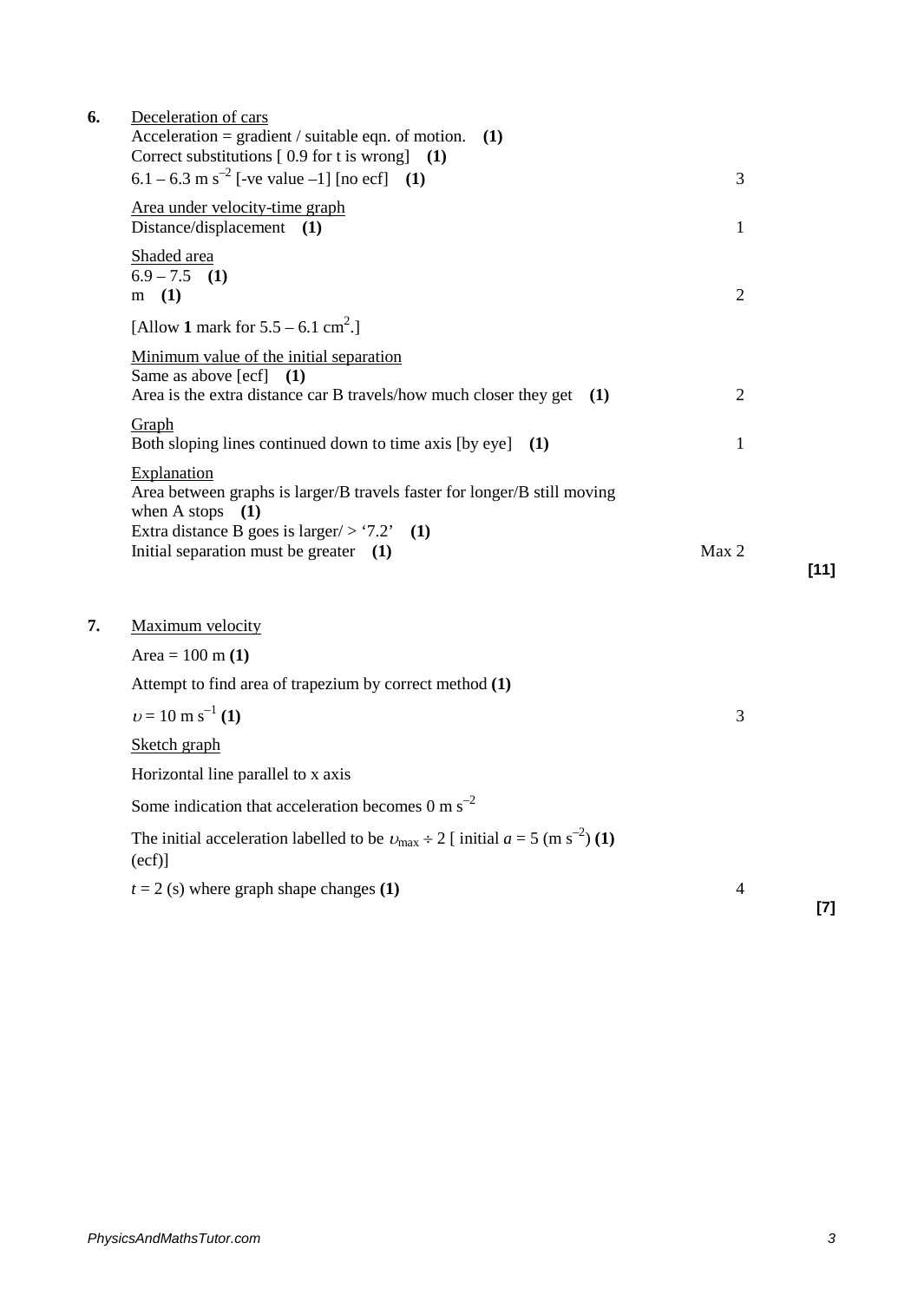**6.** Deceleration of cars

Acceleration = gradient / suitable eqn. of motion. **(1)**
Correct substitutions [ 0.9 for t is wrong] **(1)**
$6.1 - 6.3 \text{ m s}^{-2}$ [-ve value –1] [no ecf] **(1)** — 3

Area under velocity-time graph
Distance/displacement **(1)** — 1

Shaded area
$6.9 - 7.5$ **(1)**
m **(1)** — 2

[Allow **1** mark for $5.5 - 6.1 \text{ cm}^2$.]

Minimum value of the initial separation
Same as above [ecf] **(1)**
Area is the extra distance car B travels/how much closer they get **(1)** — 2

Graph
Both sloping lines continued down to time axis [by eye] **(1)** — 1

Explanation
Area between graphs is larger/B travels faster for longer/B still moving when A stops **(1)**
Extra distance B goes is larger/ > '7.2' **(1)**
Initial separation must be greater **(1)** — Max 2

**[11]**

**7.** Maximum velocity

Area = 100 m **(1)**

Attempt to find area of trapezium by correct method **(1)**

$\upsilon = 10 \text{ m s}^{-1}$ **(1)** — 3

Sketch graph

Horizontal line parallel to x axis

Some indication that acceleration becomes $0 \text{ m s}^{-2}$

The initial acceleration labelled to be $\upsilon_{max} \div 2$ [ initial $a = 5$ ($\text{m s}^{-2}$) **(1)** (ecf)]

$t = 2$ (s) where graph shape changes **(1)** — 4

**[7]**